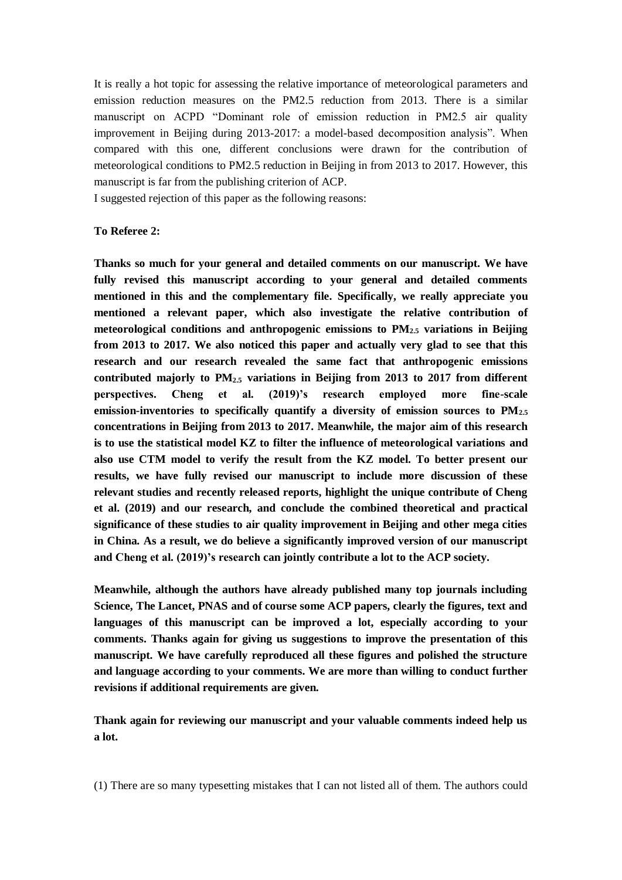It is really a hot topic for assessing the relative importance of meteorological parameters and emission reduction measures on the PM2.5 reduction from 2013. There is a similar manuscript on ACPD "Dominant role of emission reduction in PM2.5 air quality improvement in Beijing during 2013-2017: a model-based decomposition analysis". When compared with this one, different conclusions were drawn for the contribution of meteorological conditions to PM2.5 reduction in Beijing in from 2013 to 2017. However, this manuscript is far from the publishing criterion of ACP.

I suggested rejection of this paper as the following reasons:

**To Referee 2:**

**Thanks so much for your general and detailed comments on our manuscript. We have fully revised this manuscript according to your general and detailed comments mentioned in this and the complementary file. Specifically, we really appreciate you mentioned a relevant paper, which also investigate the relative contribution of meteorological conditions and anthropogenic emissions to $PM_{2.5}$ variations in Beijing from 2013 to 2017. We also noticed this paper and actually very glad to see that this research and our research revealed the same fact that anthropogenic emissions contributed majorly to $PM_{2.5}$ variations in Beijing from 2013 to 2017 from different perspectives. Cheng et al. (2019)'s research employed more fine-scale emission-inventories to specifically quantify a diversity of emission sources to $PM_{2.5}$ concentrations in Beijing from 2013 to 2017. Meanwhile, the major aim of this research is to use the statistical model KZ to filter the influence of meteorological variations and also use CTM model to verify the result from the KZ model. To better present our results, we have fully revised our manuscript to include more discussion of these relevant studies and recently released reports, highlight the unique contribute of Cheng et al. (2019) and our research, and conclude the combined theoretical and practical significance of these studies to air quality improvement in Beijing and other mega cities in China. As a result, we do believe a significantly improved version of our manuscript and Cheng et al. (2019)'s research can jointly contribute a lot to the ACP society.**

**Meanwhile, although the authors have already published many top journals including Science, The Lancet, PNAS and of course some ACP papers, clearly the figures, text and languages of this manuscript can be improved a lot, especially according to your comments. Thanks again for giving us suggestions to improve the presentation of this manuscript. We have carefully reproduced all these figures and polished the structure and language according to your comments. We are more than willing to conduct further revisions if additional requirements are given.**

**Thank again for reviewing our manuscript and your valuable comments indeed help us a lot.**

(1) There are so many typesetting mistakes that I can not listed all of them. The authors could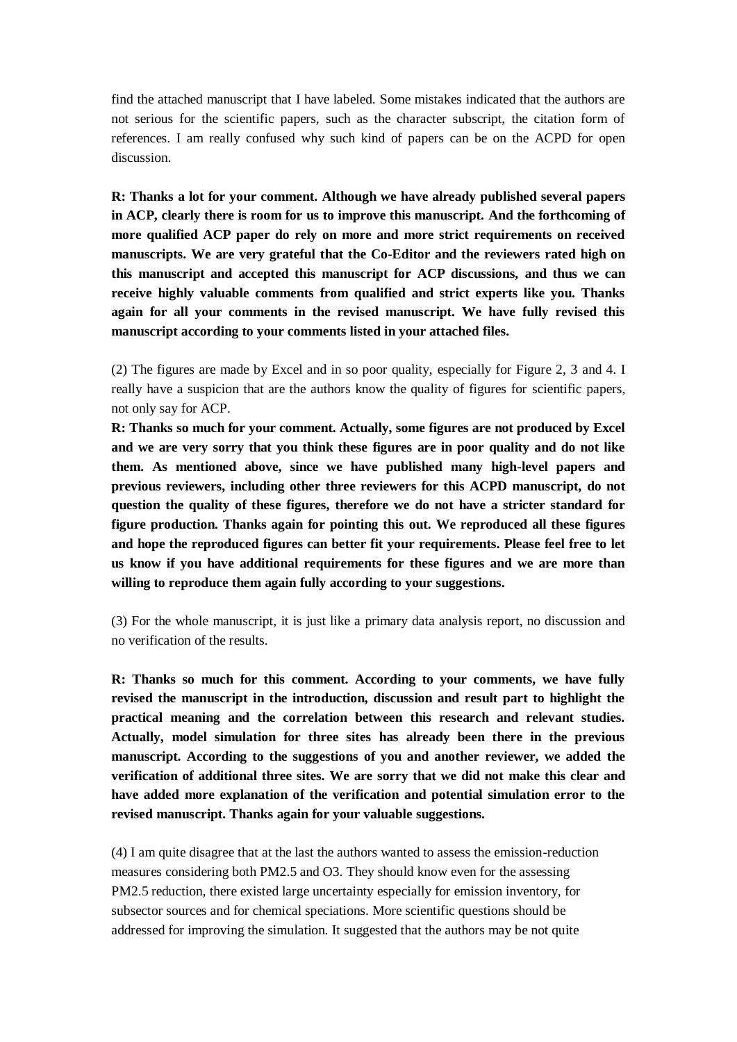find the attached manuscript that I have labeled. Some mistakes indicated that the authors are not serious for the scientific papers, such as the character subscript, the citation form of references. I am really confused why such kind of papers can be on the ACPD for open discussion.

**R: Thanks a lot for your comment. Although we have already published several papers in ACP, clearly there is room for us to improve this manuscript. And the forthcoming of more qualified ACP paper do rely on more and more strict requirements on received manuscripts. We are very grateful that the Co-Editor and the reviewers rated high on this manuscript and accepted this manuscript for ACP discussions, and thus we can receive highly valuable comments from qualified and strict experts like you. Thanks again for all your comments in the revised manuscript. We have fully revised this manuscript according to your comments listed in your attached files.**

(2) The figures are made by Excel and in so poor quality, especially for Figure 2, 3 and 4. I really have a suspicion that are the authors know the quality of figures for scientific papers, not only say for ACP.

**R: Thanks so much for your comment. Actually, some figures are not produced by Excel and we are very sorry that you think these figures are in poor quality and do not like them. As mentioned above, since we have published many high-level papers and previous reviewers, including other three reviewers for this ACPD manuscript, do not question the quality of these figures, therefore we do not have a stricter standard for figure production. Thanks again for pointing this out. We reproduced all these figures and hope the reproduced figures can better fit your requirements. Please feel free to let us know if you have additional requirements for these figures and we are more than willing to reproduce them again fully according to your suggestions.**

(3) For the whole manuscript, it is just like a primary data analysis report, no discussion and no verification of the results.

**R: Thanks so much for this comment. According to your comments, we have fully revised the manuscript in the introduction, discussion and result part to highlight the practical meaning and the correlation between this research and relevant studies. Actually, model simulation for three sites has already been there in the previous manuscript. According to the suggestions of you and another reviewer, we added the verification of additional three sites. We are sorry that we did not make this clear and have added more explanation of the verification and potential simulation error to the revised manuscript. Thanks again for your valuable suggestions.**

(4) I am quite disagree that at the last the authors wanted to assess the emission-reduction measures considering both PM2.5 and O3. They should know even for the assessing PM2.5 reduction, there existed large uncertainty especially for emission inventory, for subsector sources and for chemical speciations. More scientific questions should be addressed for improving the simulation. It suggested that the authors may be not quite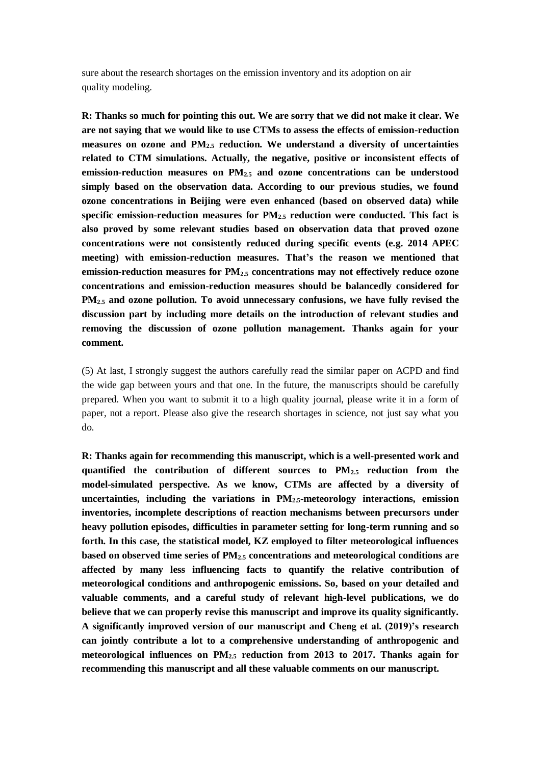sure about the research shortages on the emission inventory and its adoption on air quality modeling.

**R: Thanks so much for pointing this out. We are sorry that we did not make it clear. We are not saying that we would like to use CTMs to assess the effects of emission-reduction measures on ozone and $PM_{2.5}$ reduction. We understand a diversity of uncertainties related to CTM simulations. Actually, the negative, positive or inconsistent effects of emission-reduction measures on $PM_{2.5}$ and ozone concentrations can be understood simply based on the observation data. According to our previous studies, we found ozone concentrations in Beijing were even enhanced (based on observed data) while specific emission-reduction measures for $PM_{2.5}$ reduction were conducted. This fact is also proved by some relevant studies based on observation data that proved ozone concentrations were not consistently reduced during specific events (e.g. 2014 APEC meeting) with emission-reduction measures. That's the reason we mentioned that emission-reduction measures for $PM_{2.5}$ concentrations may not effectively reduce ozone concentrations and emission-reduction measures should be balancedly considered for $PM_{2.5}$ and ozone pollution. To avoid unnecessary confusions, we have fully revised the discussion part by including more details on the introduction of relevant studies and removing the discussion of ozone pollution management. Thanks again for your comment.**

(5) At last, I strongly suggest the authors carefully read the similar paper on ACPD and find the wide gap between yours and that one. In the future, the manuscripts should be carefully prepared. When you want to submit it to a high quality journal, please write it in a form of paper, not a report. Please also give the research shortages in science, not just say what you do.

**R: Thanks again for recommending this manuscript, which is a well-presented work and quantified the contribution of different sources to $PM_{2.5}$ reduction from the model-simulated perspective. As we know, CTMs are affected by a diversity of uncertainties, including the variations in $PM_{2.5}$-meteorology interactions, emission inventories, incomplete descriptions of reaction mechanisms between precursors under heavy pollution episodes, difficulties in parameter setting for long-term running and so forth. In this case, the statistical model, KZ employed to filter meteorological influences based on observed time series of $PM_{2.5}$ concentrations and meteorological conditions are affected by many less influencing facts to quantify the relative contribution of meteorological conditions and anthropogenic emissions. So, based on your detailed and valuable comments, and a careful study of relevant high-level publications, we do believe that we can properly revise this manuscript and improve its quality significantly. A significantly improved version of our manuscript and Cheng et al. (2019)'s research can jointly contribute a lot to a comprehensive understanding of anthropogenic and meteorological influences on $PM_{2.5}$ reduction from 2013 to 2017. Thanks again for recommending this manuscript and all these valuable comments on our manuscript.**